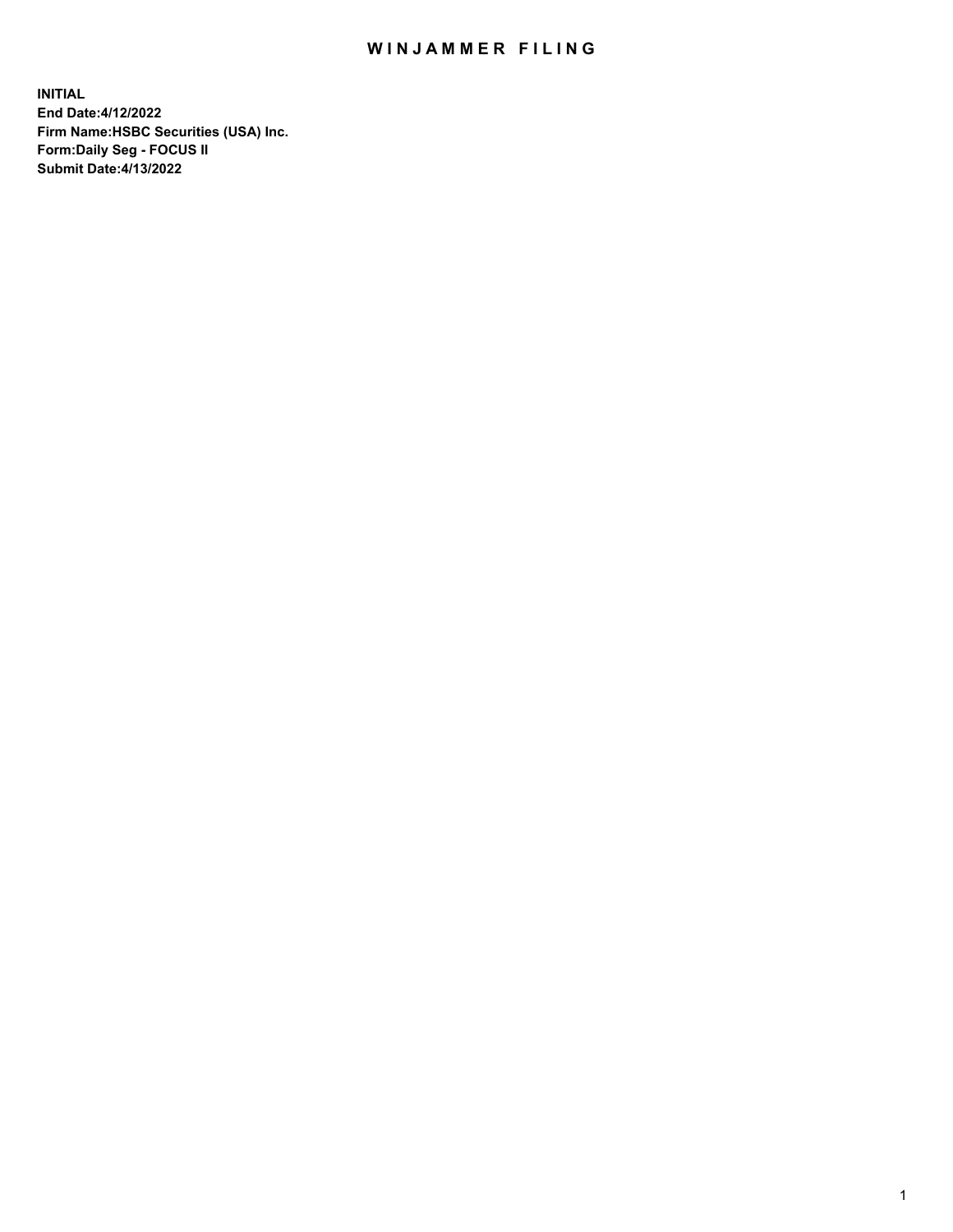# WINJAMMER FILING

**INITIAL**
**End Date:4/12/2022**
**Firm Name:HSBC Securities (USA) Inc.**
**Form:Daily Seg - FOCUS II**
**Submit Date:4/13/2022**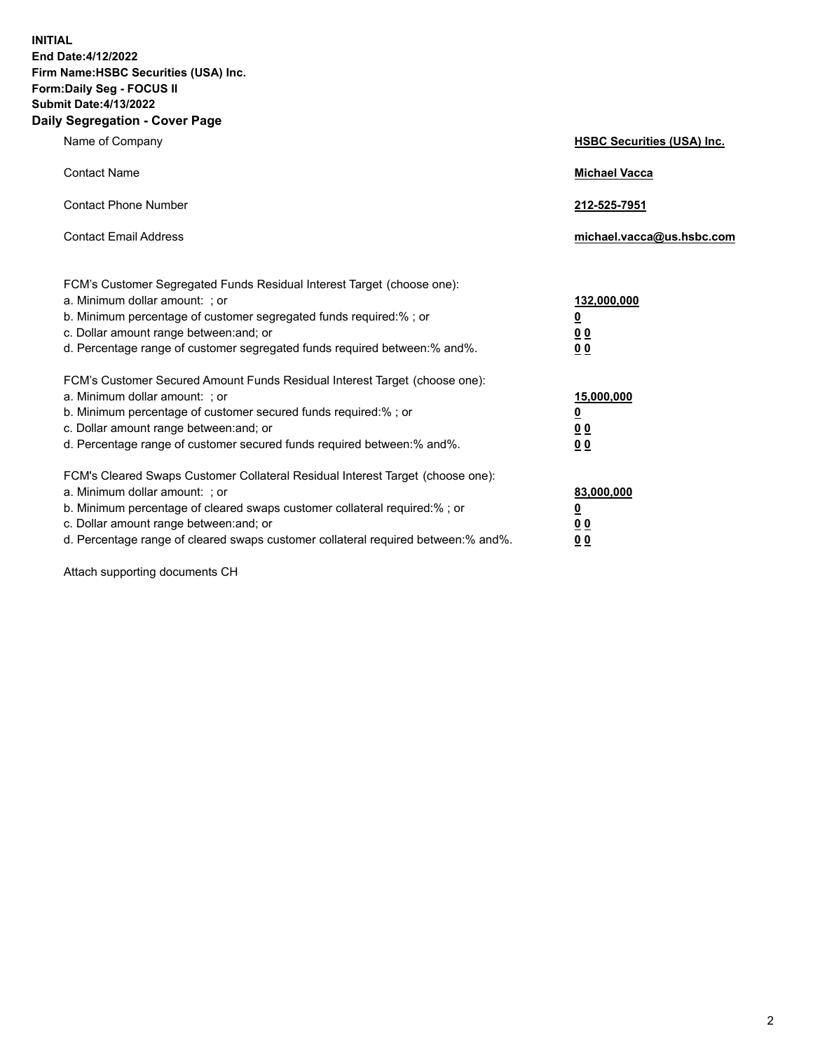**INITIAL**
**End Date:4/12/2022**
**Firm Name:HSBC Securities (USA) Inc.**
**Form:Daily Seg - FOCUS II**
**Submit Date:4/13/2022**

## Daily Segregation - Cover Page

| | |
|---|---|
| Name of Company | **HSBC Securities (USA) Inc.** |
| Contact Name | **Michael Vacca** |
| Contact Phone Number | **212-525-7951** |
| Contact Email Address | **michael.vacca@us.hsbc.com** |

| | |
|---|---|
| FCM's Customer Segregated Funds Residual Interest Target (choose one): | |
| a. Minimum dollar amount: ; or | **132,000,000** |
| b. Minimum percentage of customer segregated funds required:% ; or | **0** |
| c. Dollar amount range between:and; or | **0 0** |
| d. Percentage range of customer segregated funds required between:% and%. | **0 0** |
| FCM's Customer Secured Amount Funds Residual Interest Target (choose one): | |
| a. Minimum dollar amount: ; or | **15,000,000** |
| b. Minimum percentage of customer secured funds required:% ; or | **0** |
| c. Dollar amount range between:and; or | **0 0** |
| d. Percentage range of customer secured funds required between:% and%. | **0 0** |
| FCM's Cleared Swaps Customer Collateral Residual Interest Target (choose one): | |
| a. Minimum dollar amount: ; or | **83,000,000** |
| b. Minimum percentage of cleared swaps customer collateral required:% ; or | **0** |
| c. Dollar amount range between:and; or | **0 0** |
| d. Percentage range of cleared swaps customer collateral required between:% and%. | **0 0** |

Attach supporting documents CH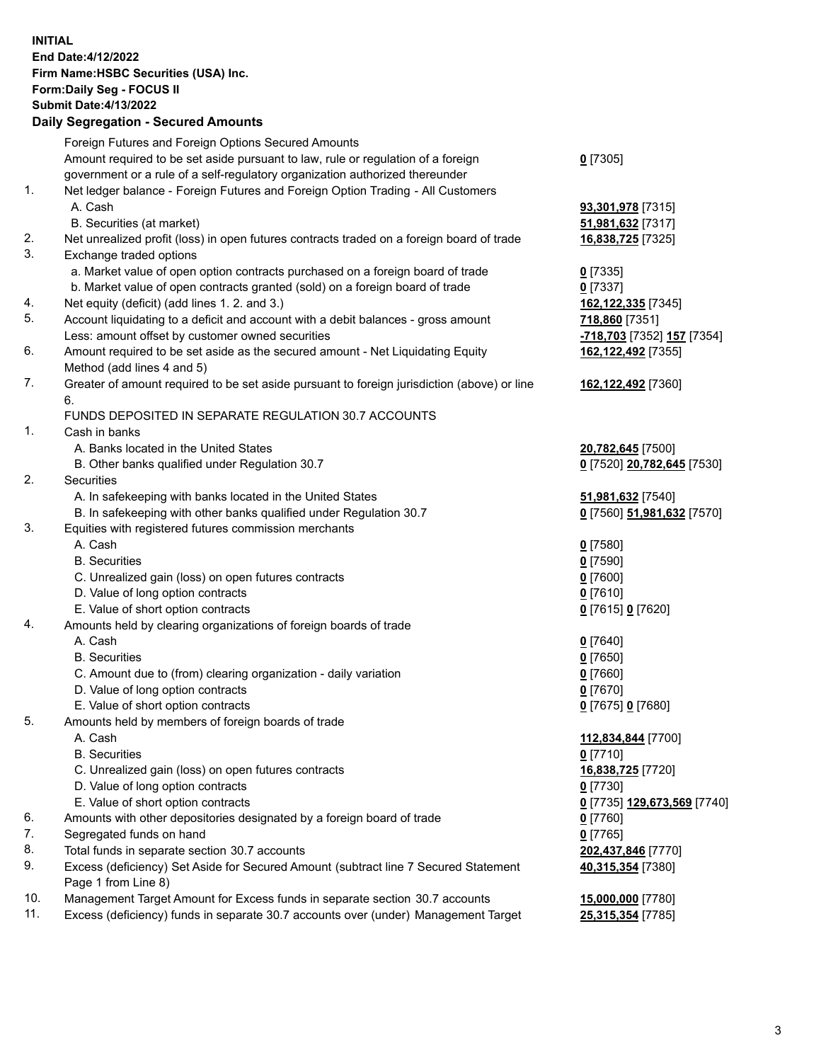**INITIAL**
**End Date:4/12/2022**
**Firm Name:HSBC Securities (USA) Inc.**
**Form:Daily Seg - FOCUS II**
**Submit Date:4/13/2022**

## Daily Segregation - Secured Amounts

| | | |
|---|---|---|
| | Foreign Futures and Foreign Options Secured Amounts | |
| | Amount required to be set aside pursuant to law, rule or regulation of a foreign government or a rule of a self-regulatory organization authorized thereunder | 0 [7305] |
| 1. | Net ledger balance - Foreign Futures and Foreign Option Trading - All Customers | |
| | A. Cash | 93,301,978 [7315] |
| | B. Securities (at market) | 51,981,632 [7317] |
| 2. | Net unrealized profit (loss) in open futures contracts traded on a foreign board of trade | 16,838,725 [7325] |
| 3. | Exchange traded options | |
| | a. Market value of open option contracts purchased on a foreign board of trade | 0 [7335] |
| | b. Market value of open contracts granted (sold) on a foreign board of trade | 0 [7337] |
| 4. | Net equity (deficit) (add lines 1. 2. and 3.) | 162,122,335 [7345] |
| 5. | Account liquidating to a deficit and account with a debit balances - gross amount | 718,860 [7351] |
| | Less: amount offset by customer owned securities | -718,703 [7352] 157 [7354] |
| 6. | Amount required to be set aside as the secured amount - Net Liquidating Equity Method (add lines 4 and 5) | 162,122,492 [7355] |
| 7. | Greater of amount required to be set aside pursuant to foreign jurisdiction (above) or line 6. | 162,122,492 [7360] |
| | FUNDS DEPOSITED IN SEPARATE REGULATION 30.7 ACCOUNTS | |
| 1. | Cash in banks | |
| | A. Banks located in the United States | 20,782,645 [7500] |
| | B. Other banks qualified under Regulation 30.7 | 0 [7520] 20,782,645 [7530] |
| 2. | Securities | |
| | A. In safekeeping with banks located in the United States | 51,981,632 [7540] |
| | B. In safekeeping with other banks qualified under Regulation 30.7 | 0 [7560] 51,981,632 [7570] |
| 3. | Equities with registered futures commission merchants | |
| | A. Cash | 0 [7580] |
| | B. Securities | 0 [7590] |
| | C. Unrealized gain (loss) on open futures contracts | 0 [7600] |
| | D. Value of long option contracts | 0 [7610] |
| | E. Value of short option contracts | 0 [7615] 0 [7620] |
| 4. | Amounts held by clearing organizations of foreign boards of trade | |
| | A. Cash | 0 [7640] |
| | B. Securities | 0 [7650] |
| | C. Amount due to (from) clearing organization - daily variation | 0 [7660] |
| | D. Value of long option contracts | 0 [7670] |
| | E. Value of short option contracts | 0 [7675] 0 [7680] |
| 5. | Amounts held by members of foreign boards of trade | |
| | A. Cash | 112,834,844 [7700] |
| | B. Securities | 0 [7710] |
| | C. Unrealized gain (loss) on open futures contracts | 16,838,725 [7720] |
| | D. Value of long option contracts | 0 [7730] |
| | E. Value of short option contracts | 0 [7735] 129,673,569 [7740] |
| 6. | Amounts with other depositories designated by a foreign board of trade | 0 [7760] |
| 7. | Segregated funds on hand | 0 [7765] |
| 8. | Total funds in separate section 30.7 accounts | 202,437,846 [7770] |
| 9. | Excess (deficiency) Set Aside for Secured Amount (subtract line 7 Secured Statement Page 1 from Line 8) | 40,315,354 [7380] |
| 10. | Management Target Amount for Excess funds in separate section 30.7 accounts | 15,000,000 [7780] |
| 11. | Excess (deficiency) funds in separate 30.7 accounts over (under) Management Target | 25,315,354 [7785] |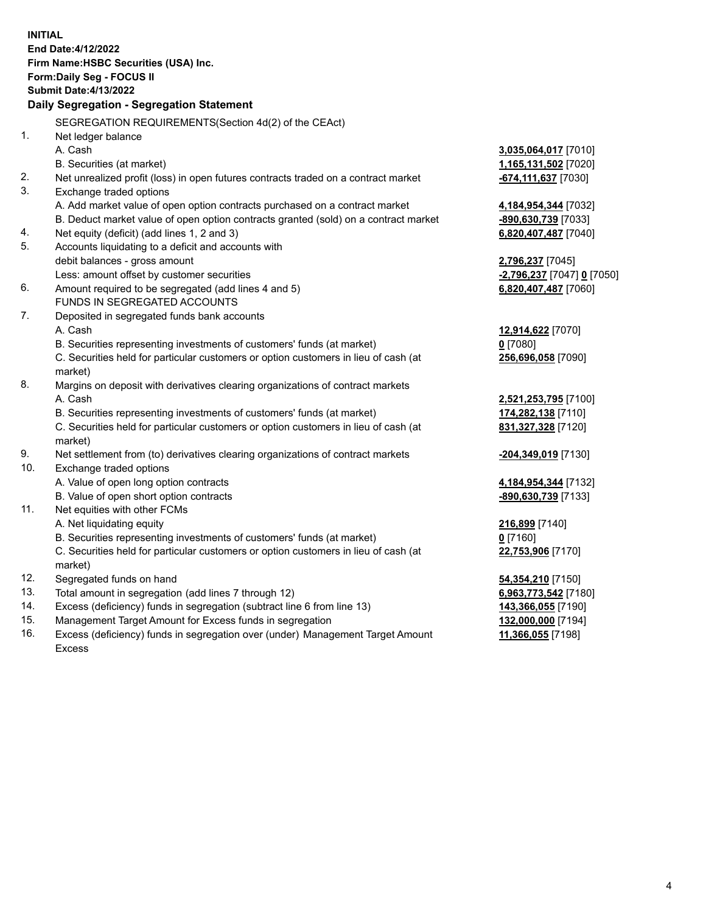**INITIAL**
**End Date:4/12/2022**
**Firm Name:HSBC Securities (USA) Inc.**
**Form:Daily Seg - FOCUS II**
**Submit Date:4/13/2022**

## Daily Segregation - Segregation Statement

SEGREGATION REQUIREMENTS(Section 4d(2) of the CEAct)

| | | |
|---|---|---|
| 1. | Net ledger balance | |
| | A. Cash | **3,035,064,017** [7010] |
| | B. Securities (at market) | **1,165,131,502** [7020] |
| 2. | Net unrealized profit (loss) in open futures contracts traded on a contract market | **-674,111,637** [7030] |
| 3. | Exchange traded options | |
| | A. Add market value of open option contracts purchased on a contract market | **4,184,954,344** [7032] |
| | B. Deduct market value of open option contracts granted (sold) on a contract market | **-890,630,739** [7033] |
| 4. | Net equity (deficit) (add lines 1, 2 and 3) | **6,820,407,487** [7040] |
| 5. | Accounts liquidating to a deficit and accounts with | |
| | debit balances - gross amount | **2,796,237** [7045] |
| | Less: amount offset by customer securities | **-2,796,237** [7047] **0** [7050] |
| 6. | Amount required to be segregated (add lines 4 and 5) | **6,820,407,487** [7060] |
| | FUNDS IN SEGREGATED ACCOUNTS | |
| 7. | Deposited in segregated funds bank accounts | |
| | A. Cash | **12,914,622** [7070] |
| | B. Securities representing investments of customers' funds (at market) | **0** [7080] |
| | C. Securities held for particular customers or option customers in lieu of cash (at market) | **256,696,058** [7090] |
| 8. | Margins on deposit with derivatives clearing organizations of contract markets | |
| | A. Cash | **2,521,253,795** [7100] |
| | B. Securities representing investments of customers' funds (at market) | **174,282,138** [7110] |
| | C. Securities held for particular customers or option customers in lieu of cash (at market) | **831,327,328** [7120] |
| 9. | Net settlement from (to) derivatives clearing organizations of contract markets | **-204,349,019** [7130] |
| 10. | Exchange traded options | |
| | A. Value of open long option contracts | **4,184,954,344** [7132] |
| | B. Value of open short option contracts | **-890,630,739** [7133] |
| 11. | Net equities with other FCMs | |
| | A. Net liquidating equity | **216,899** [7140] |
| | B. Securities representing investments of customers' funds (at market) | **0** [7160] |
| | C. Securities held for particular customers or option customers in lieu of cash (at market) | **22,753,906** [7170] |
| 12. | Segregated funds on hand | **54,354,210** [7150] |
| 13. | Total amount in segregation (add lines 7 through 12) | **6,963,773,542** [7180] |
| 14. | Excess (deficiency) funds in segregation (subtract line 6 from line 13) | **143,366,055** [7190] |
| 15. | Management Target Amount for Excess funds in segregation | **132,000,000** [7194] |
| 16. | Excess (deficiency) funds in segregation over (under) Management Target Amount Excess | **11,366,055** [7198] |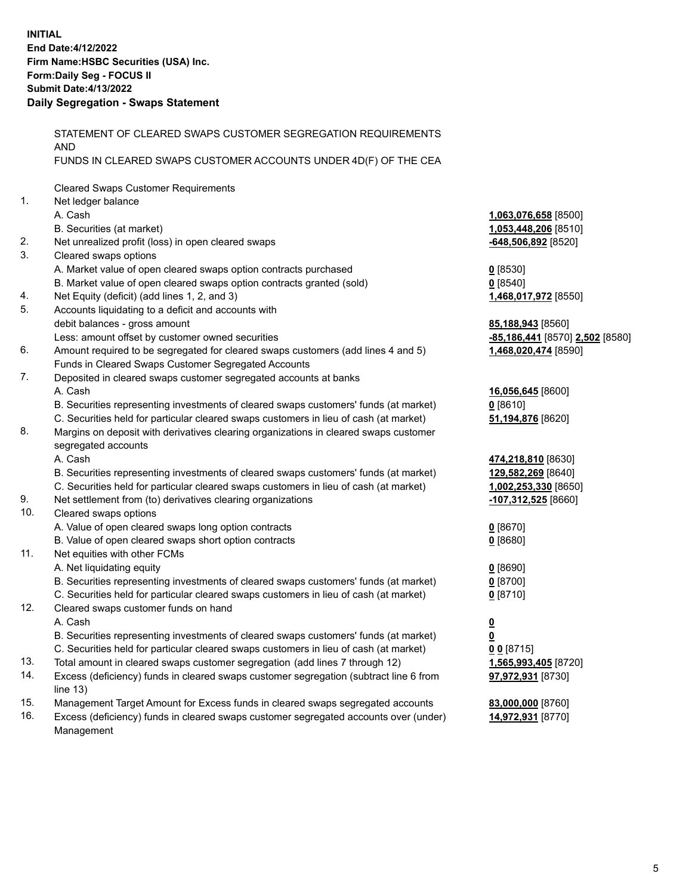**INITIAL**
**End Date:4/12/2022**
**Firm Name:HSBC Securities (USA) Inc.**
**Form:Daily Seg - FOCUS II**
**Submit Date:4/13/2022**
**Daily Segregation - Swaps Statement**

STATEMENT OF CLEARED SWAPS CUSTOMER SEGREGATION REQUIREMENTS AND
FUNDS IN CLEARED SWAPS CUSTOMER ACCOUNTS UNDER 4D(F) OF THE CEA

| | | |
|---|---|---|
| | Cleared Swaps Customer Requirements | |
| 1. | Net ledger balance | |
| | A. Cash | 1,063,076,658 [8500] |
| | B. Securities (at market) | 1,053,448,206 [8510] |
| 2. | Net unrealized profit (loss) in open cleared swaps | -648,506,892 [8520] |
| 3. | Cleared swaps options | |
| | A. Market value of open cleared swaps option contracts purchased | 0 [8530] |
| | B. Market value of open cleared swaps option contracts granted (sold) | 0 [8540] |
| 4. | Net Equity (deficit) (add lines 1, 2, and 3) | 1,468,017,972 [8550] |
| 5. | Accounts liquidating to a deficit and accounts with debit balances - gross amount | 85,188,943 [8560] |
| | Less: amount offset by customer owned securities | -85,186,441 [8570] 2,502 [8580] |
| 6. | Amount required to be segregated for cleared swaps customers (add lines 4 and 5) | 1,468,020,474 [8590] |
| | Funds in Cleared Swaps Customer Segregated Accounts | |
| 7. | Deposited in cleared swaps customer segregated accounts at banks | |
| | A. Cash | 16,056,645 [8600] |
| | B. Securities representing investments of cleared swaps customers' funds (at market) | 0 [8610] |
| | C. Securities held for particular cleared swaps customers in lieu of cash (at market) | 51,194,876 [8620] |
| 8. | Margins on deposit with derivatives clearing organizations in cleared swaps customer segregated accounts | |
| | A. Cash | 474,218,810 [8630] |
| | B. Securities representing investments of cleared swaps customers' funds (at market) | 129,582,269 [8640] |
| | C. Securities held for particular cleared swaps customers in lieu of cash (at market) | 1,002,253,330 [8650] |
| 9. | Net settlement from (to) derivatives clearing organizations | -107,312,525 [8660] |
| 10. | Cleared swaps options | |
| | A. Value of open cleared swaps long option contracts | 0 [8670] |
| | B. Value of open cleared swaps short option contracts | 0 [8680] |
| 11. | Net equities with other FCMs | |
| | A. Net liquidating equity | 0 [8690] |
| | B. Securities representing investments of cleared swaps customers' funds (at market) | 0 [8700] |
| | C. Securities held for particular cleared swaps customers in lieu of cash (at market) | 0 [8710] |
| 12. | Cleared swaps customer funds on hand | |
| | A. Cash | 0 |
| | B. Securities representing investments of cleared swaps customers' funds (at market) | 0 |
| | C. Securities held for particular cleared swaps customers in lieu of cash (at market) | 0 0 [8715] |
| 13. | Total amount in cleared swaps customer segregation (add lines 7 through 12) | 1,565,993,405 [8720] |
| 14. | Excess (deficiency) funds in cleared swaps customer segregation (subtract line 6 from line 13) | 97,972,931 [8730] |
| 15. | Management Target Amount for Excess funds in cleared swaps segregated accounts | 83,000,000 [8760] |
| 16. | Excess (deficiency) funds in cleared swaps customer segregated accounts over (under) Management | 14,972,931 [8770] |